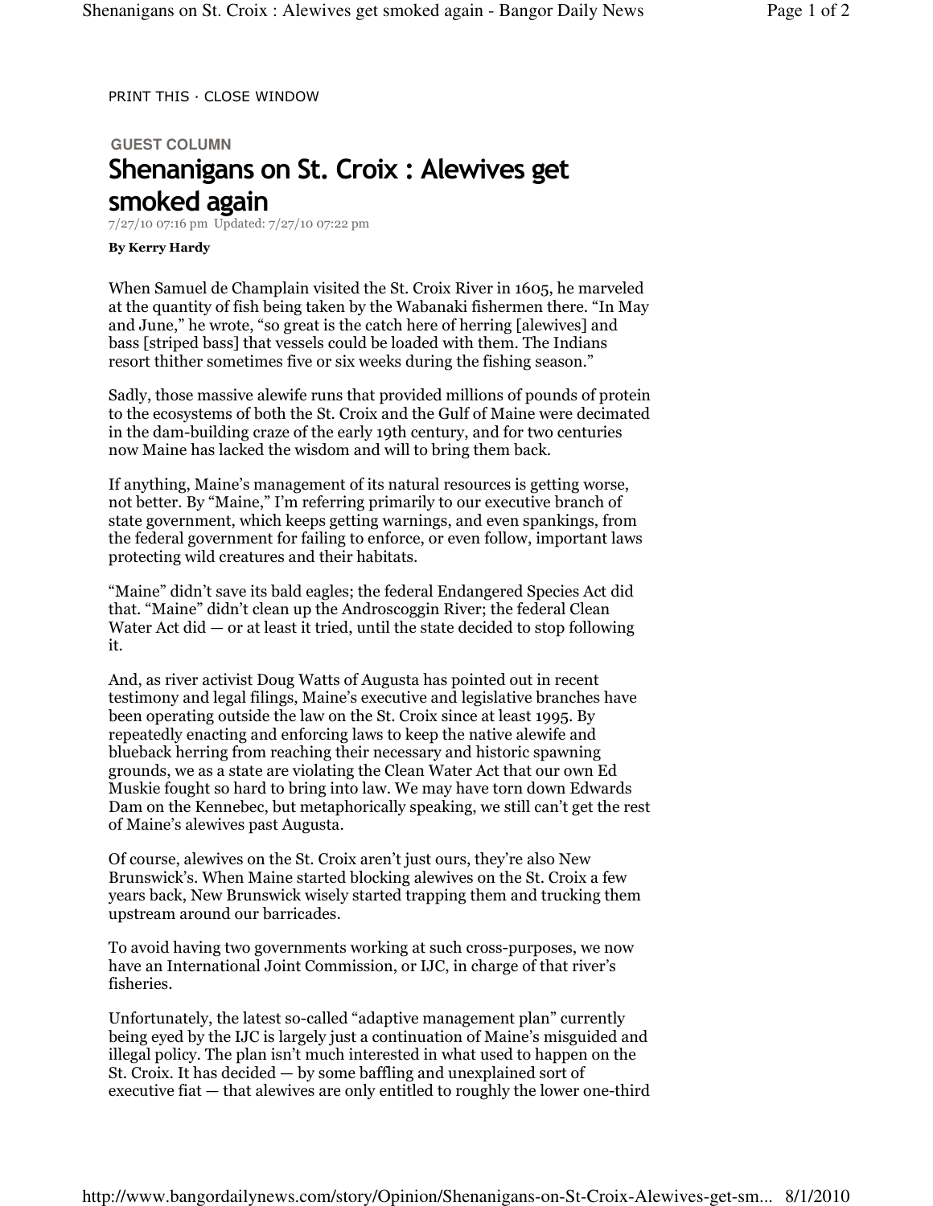PRINT THIS · CLOSE WINDOW

**GUEST COLUMN**

# Shenanigans on St. Croix : Alewives get smoked again

7/27/10 07:16 pm Updated: 7/27/10 07:22 pm

**By Kerry Hardy**

When Samuel de Champlain visited the St. Croix River in 1605, he marveled at the quantity of fish being taken by the Wabanaki fishermen there. "In May and June," he wrote, "so great is the catch here of herring [alewives] and bass [striped bass] that vessels could be loaded with them. The Indians resort thither sometimes five or six weeks during the fishing season."

Sadly, those massive alewife runs that provided millions of pounds of protein to the ecosystems of both the St. Croix and the Gulf of Maine were decimated in the dam-building craze of the early 19th century, and for two centuries now Maine has lacked the wisdom and will to bring them back.

If anything, Maine's management of its natural resources is getting worse, not better. By "Maine," I'm referring primarily to our executive branch of state government, which keeps getting warnings, and even spankings, from the federal government for failing to enforce, or even follow, important laws protecting wild creatures and their habitats.

"Maine" didn't save its bald eagles; the federal Endangered Species Act did that. "Maine" didn't clean up the Androscoggin River; the federal Clean Water Act did — or at least it tried, until the state decided to stop following it.

And, as river activist Doug Watts of Augusta has pointed out in recent testimony and legal filings, Maine's executive and legislative branches have been operating outside the law on the St. Croix since at least 1995. By repeatedly enacting and enforcing laws to keep the native alewife and blueback herring from reaching their necessary and historic spawning grounds, we as a state are violating the Clean Water Act that our own Ed Muskie fought so hard to bring into law. We may have torn down Edwards Dam on the Kennebec, but metaphorically speaking, we still can't get the rest of Maine's alewives past Augusta.

Of course, alewives on the St. Croix aren't just ours, they're also New Brunswick's. When Maine started blocking alewives on the St. Croix a few years back, New Brunswick wisely started trapping them and trucking them upstream around our barricades.

To avoid having two governments working at such cross-purposes, we now have an International Joint Commission, or IJC, in charge of that river's fisheries.

Unfortunately, the latest so-called "adaptive management plan" currently being eyed by the IJC is largely just a continuation of Maine's misguided and illegal policy. The plan isn't much interested in what used to happen on the St. Croix. It has decided — by some baffling and unexplained sort of executive fiat — that alewives are only entitled to roughly the lower one-third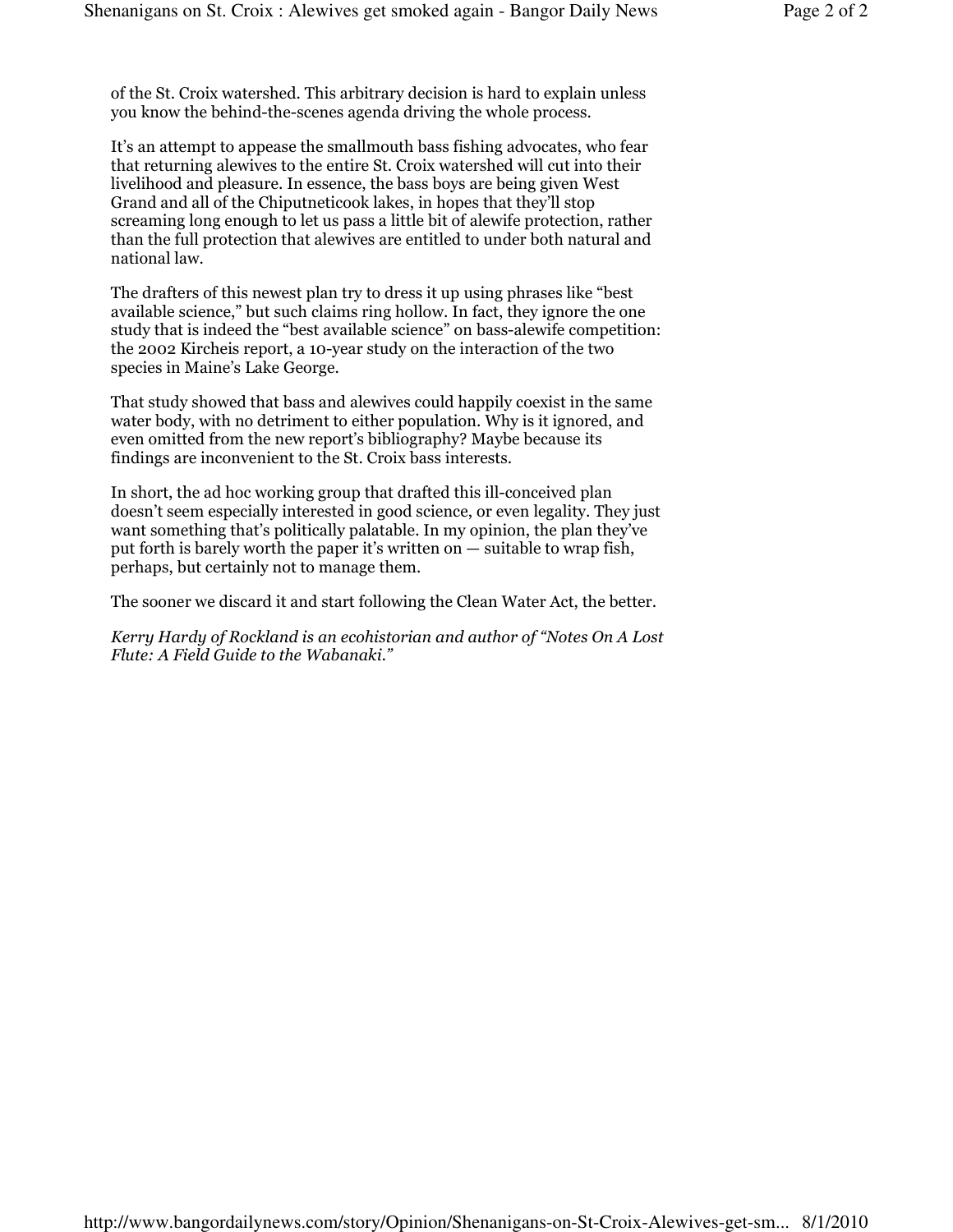of the St. Croix watershed. This arbitrary decision is hard to explain unless you know the behind-the-scenes agenda driving the whole process.

It's an attempt to appease the smallmouth bass fishing advocates, who fear that returning alewives to the entire St. Croix watershed will cut into their livelihood and pleasure. In essence, the bass boys are being given West Grand and all of the Chiputneticook lakes, in hopes that they'll stop screaming long enough to let us pass a little bit of alewife protection, rather than the full protection that alewives are entitled to under both natural and national law.

The drafters of this newest plan try to dress it up using phrases like "best available science," but such claims ring hollow. In fact, they ignore the one study that is indeed the "best available science" on bass-alewife competition: the 2002 Kircheis report, a 10-year study on the interaction of the two species in Maine's Lake George.

That study showed that bass and alewives could happily coexist in the same water body, with no detriment to either population. Why is it ignored, and even omitted from the new report's bibliography? Maybe because its findings are inconvenient to the St. Croix bass interests.

In short, the ad hoc working group that drafted this ill-conceived plan doesn't seem especially interested in good science, or even legality. They just want something that's politically palatable. In my opinion, the plan they've put forth is barely worth the paper it's written on — suitable to wrap fish, perhaps, but certainly not to manage them.

The sooner we discard it and start following the Clean Water Act, the better.

*Kerry Hardy of Rockland is an ecohistorian and author of "Notes On A Lost Flute: A Field Guide to the Wabanaki."*